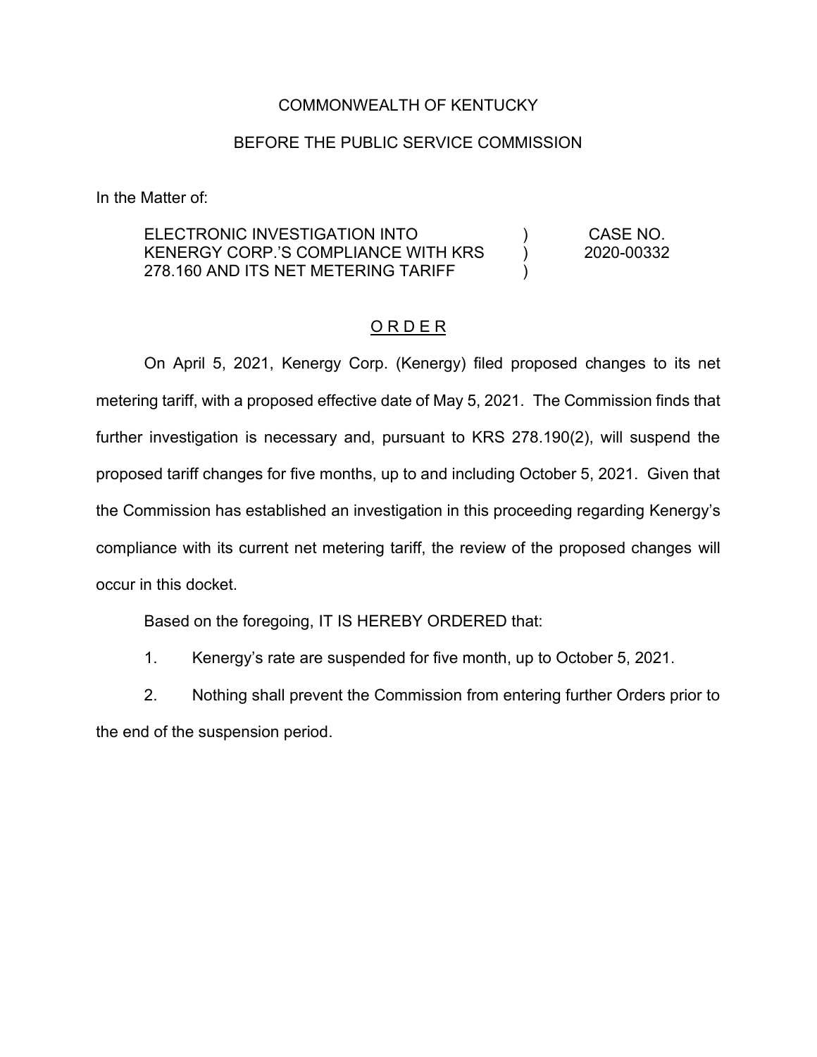COMMONWEALTH OF KENTUCKY

BEFORE THE PUBLIC SERVICE COMMISSION

In the Matter of:

| | | |
|---|---|---|
| ELECTRONIC INVESTIGATION INTO KENERGY CORP.'S COMPLIANCE WITH KRS 278.160 AND ITS NET METERING TARIFF | ) ) ) | CASE NO. 2020-00332 |

## O R D E R

On April 5, 2021, Kenergy Corp. (Kenergy) filed proposed changes to its net metering tariff, with a proposed effective date of May 5, 2021. The Commission finds that further investigation is necessary and, pursuant to KRS 278.190(2), will suspend the proposed tariff changes for five months, up to and including October 5, 2021. Given that the Commission has established an investigation in this proceeding regarding Kenergy's compliance with its current net metering tariff, the review of the proposed changes will occur in this docket.

Based on the foregoing, IT IS HEREBY ORDERED that:

1. Kenergy's rate are suspended for five month, up to October 5, 2021.

2. Nothing shall prevent the Commission from entering further Orders prior to the end of the suspension period.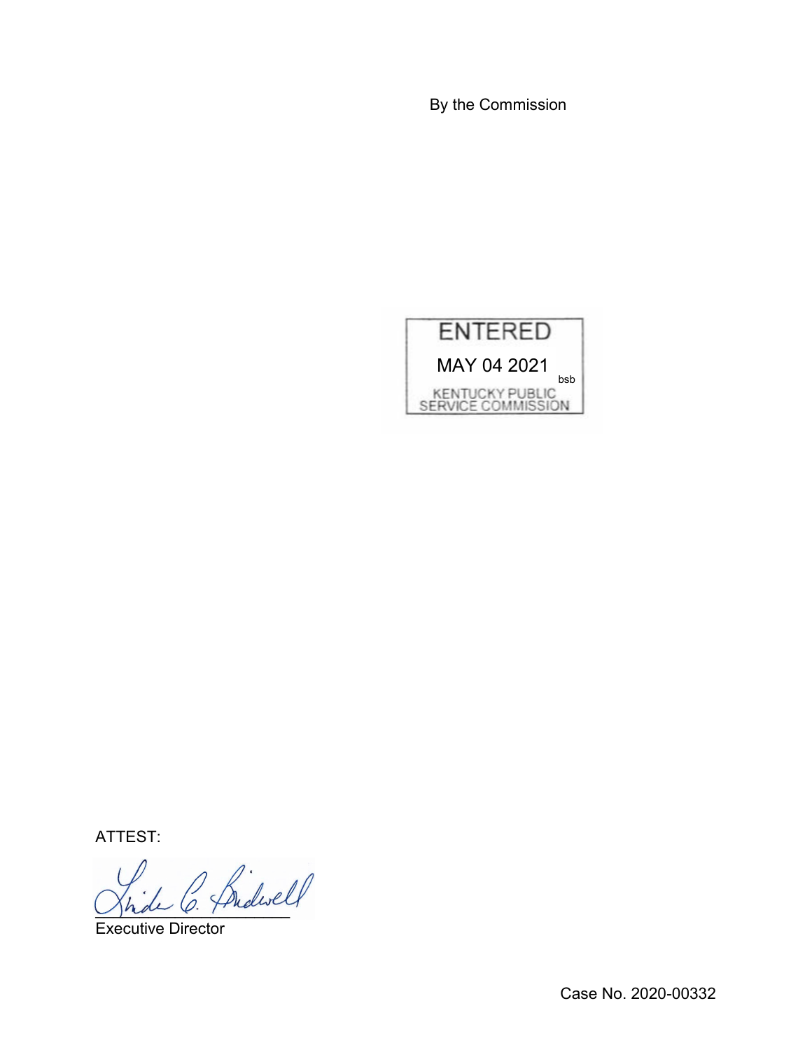By the Commission

ENTERED

MAY 04 2021

bsb

KENTUCKY PUBLIC SERVICE COMMISSION

ATTEST:

Executive Director

Case No. 2020-00332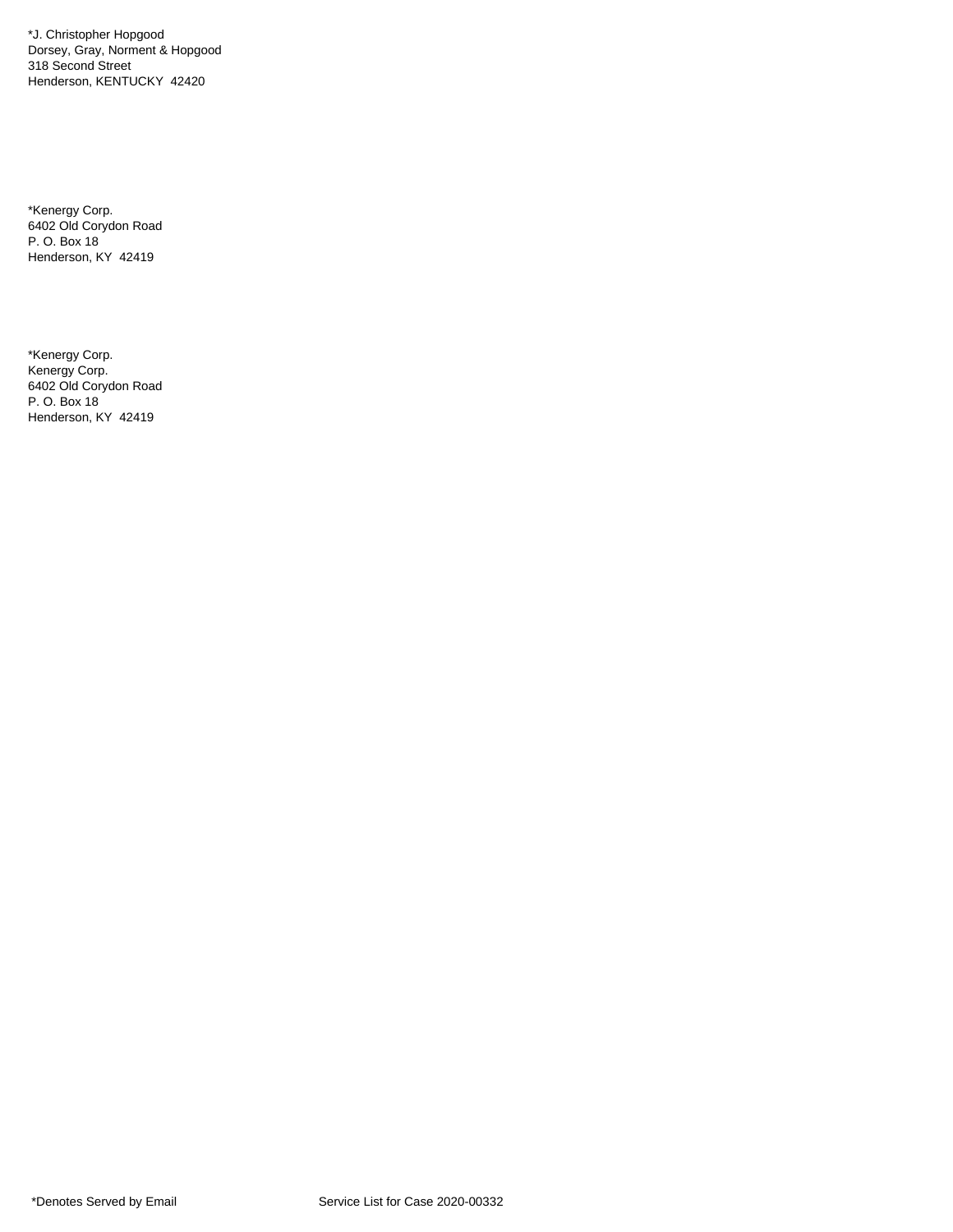*J. Christopher Hopgood
Dorsey, Gray, Norment & Hopgood
318 Second Street
Henderson, KENTUCKY  42420

*Kenergy Corp.
6402 Old Corydon Road
P. O. Box 18
Henderson, KY  42419

*Kenergy Corp.
Kenergy Corp.
6402 Old Corydon Road
P. O. Box 18
Henderson, KY  42419

*Denotes Served by Email

Service List for Case 2020-00332